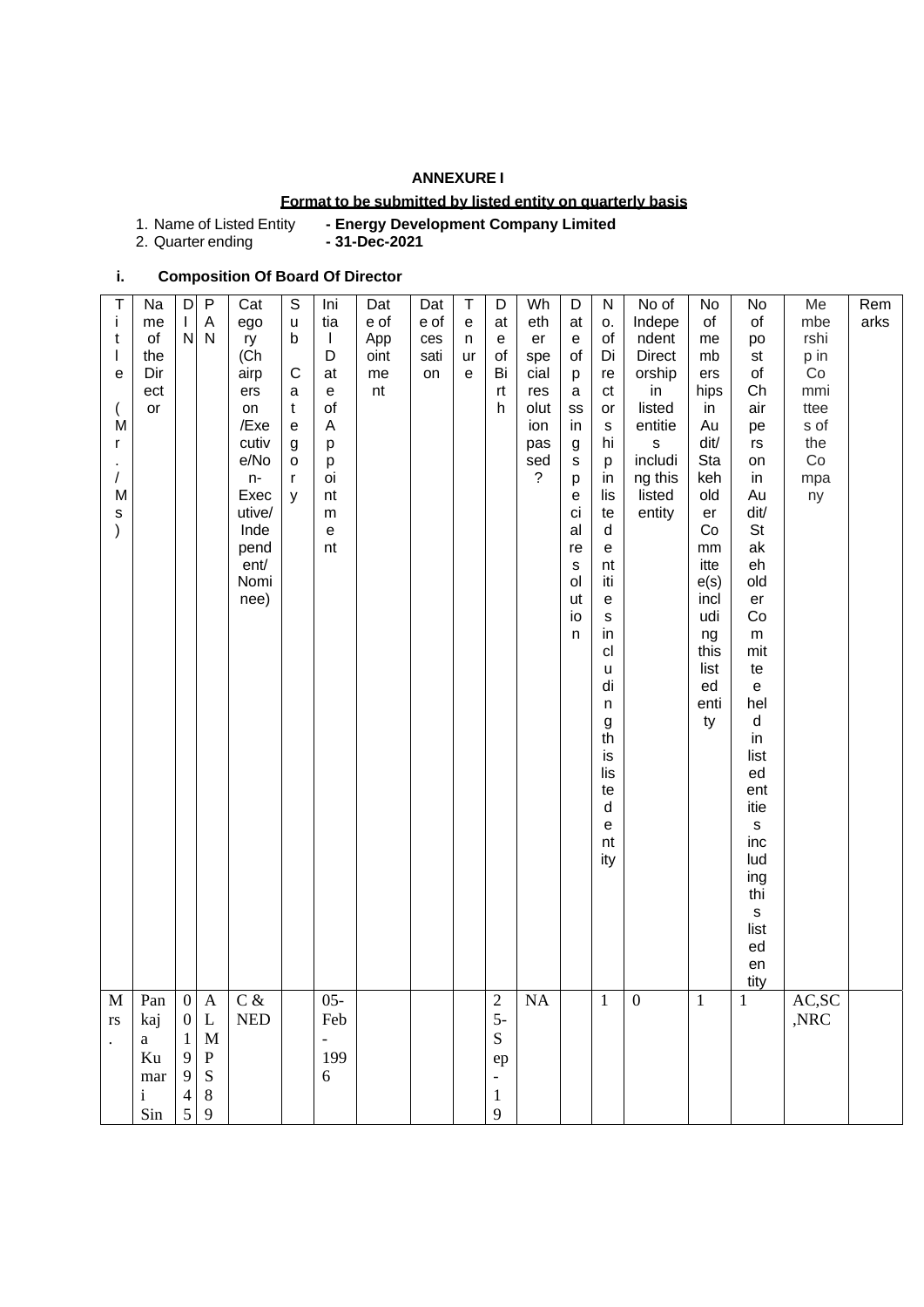**ANNEXURE I**

**Format to be submitted by listed entity on quarterly basis**

1. Name of Listed Entity **- Energy Development Company Limited**
2. Quarter ending **- 31-Dec-2021**

**i. Composition Of Board Of Director**

| Title (Mr./Ms) | Name of the Director | DIN | PAN | Category (Chairpersons/Executive/Non-Executive/Independent/Nominee) | Sub Category | Initial Date of Appointment | Date of Appointment | Date of cessation | Tenure | Date of Birth | Whether special resolution passed? | Date of passing special resolution | No. of Directorships in listed entities including this listed entity | No of Independent Directorship in listed entities including this listed entity | No of memberships in Audit/Stakeholder Committee(s) including this listed entity | No of post of Chairperson in Audit/Stakeholder Committee held in listed entities including this listed entity | Membership in Committees of the Company | Remarks |
|---|---|---|---|---|---|---|---|---|---|---|---|---|---|---|---|---|---|---|
| Mrs. | Pankaja Kumari Sin | 0019945 | ALMPS89 | C & NED | | 05-Feb-1996 | | | | 25-Sep-19 | NA | | 1 | 0 | 1 | 1 | AC,SC,NRC | |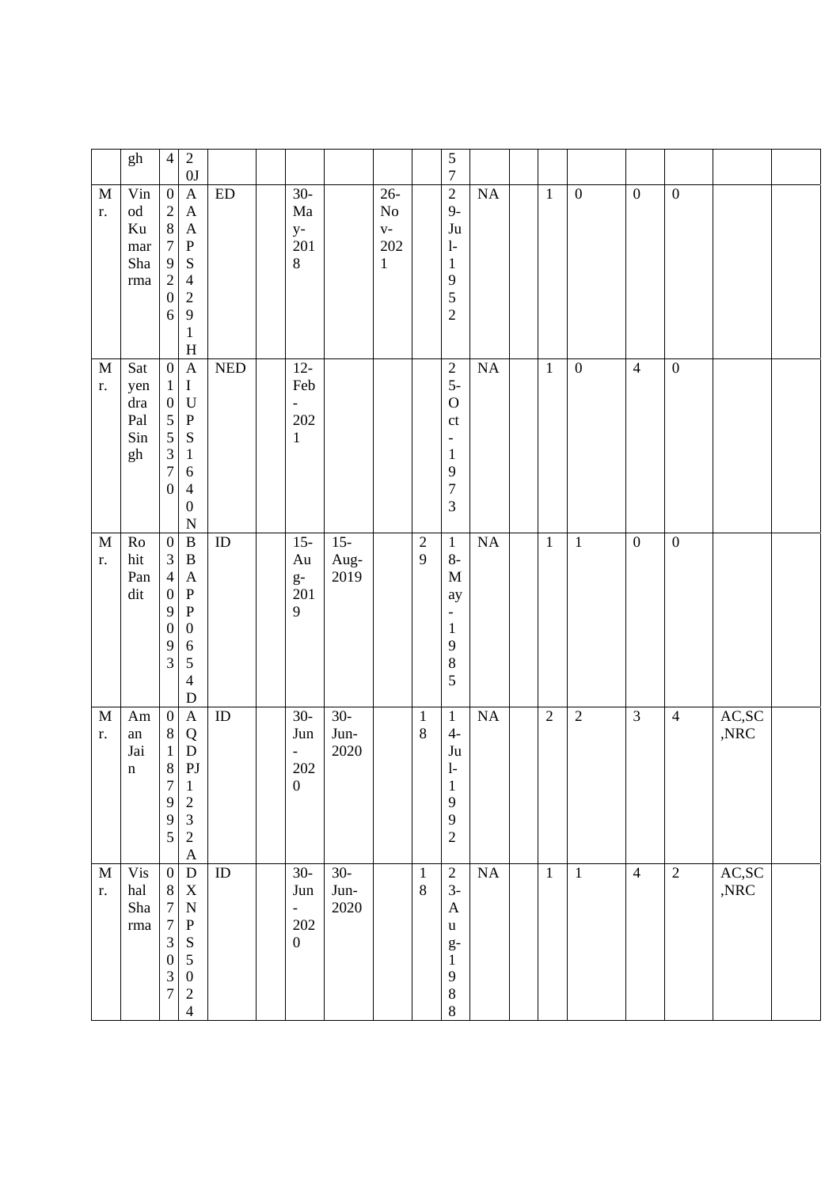| | gh | 4 | 20J | | | | | | | 57 | | | | | | | | |
|---|---|---|---|---|---|---|---|---|---|---|---|---|---|---|---|---|---|---|
| Mr. | Vinod Kumar Sharma | 02879206 | AAAPS4291H | ED | | 30-May-2018 | | 26-Nov-2021 | | 29-Jul-1952 | NA | | 1 | 0 | 0 | 0 | | |
| Mr. | Satyendra Pal Singh | 01055370 | AIUPS1640N | NED | | 12-Feb-2021 | | | | 25-Oct-1973 | NA | | 1 | 0 | 4 | 0 | | |
| Mr. | Rohit Pandit | 03409093 | BBAPP0654D | ID | | 15-Aug-2019 | 15-Aug-2019 | | 29 | 18-May-1985 | NA | | 1 | 1 | 0 | 0 | | |
| Mr. | Aman Jain | 08187995 | AQDPJ1232A | ID | | 30-Jun-2020 | 30-Jun-2020 | | 18 | 14-Jul-1992 | NA | | 2 | 2 | 3 | 4 | AC,SC,NRC | |
| Mr. | Vishal Sharma | 08773037 | DXNPS5024 | ID | | 30-Jun-2020 | 30-Jun-2020 | | 18 | 23-Aug-1988 | NA | | 1 | 1 | 4 | 2 | AC,SC,NRC | |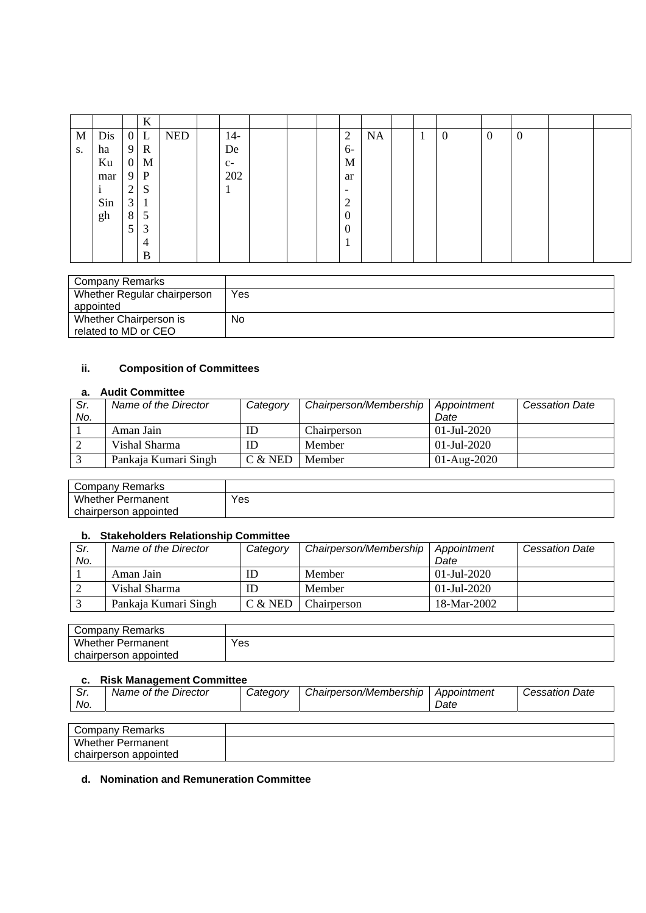| | | | K | | | | | | | | | | | | | | | |
|---|---|---|---|---|---|---|---|---|---|---|---|---|---|---|---|---|---|---|
| Ms. | Dishaa Kumari Singh | 09092385 | LRMPS1534B | NED | | 14-Dec-2021 | | | | 26-Mar-2001 | NA | | 1 | 0 | 0 | 0 | | |

| Company Remarks | |
|---|---|
| Whether Regular chairperson appointed | Yes |
| Whether Chairperson is related to MD or CEO | No |

### ii. Composition of Committees

#### a. Audit Committee

| *Sr. No.* | *Name of the Director* | *Category* | *Chairperson/Membership* | *Appointment Date* | *Cessation Date* |
|---|---|---|---|---|---|
| 1 | Aman Jain | ID | Chairperson | 01-Jul-2020 | |
| 2 | Vishal Sharma | ID | Member | 01-Jul-2020 | |
| 3 | Pankaja Kumari Singh | C & NED | Member | 01-Aug-2020 | |

| Company Remarks | |
|---|---|
| Whether Permanent chairperson appointed | Yes |

#### b. Stakeholders Relationship Committee

| *Sr. No.* | *Name of the Director* | *Category* | *Chairperson/Membership* | *Appointment Date* | *Cessation Date* |
|---|---|---|---|---|---|
| 1 | Aman Jain | ID | Member | 01-Jul-2020 | |
| 2 | Vishal Sharma | ID | Member | 01-Jul-2020 | |
| 3 | Pankaja Kumari Singh | C & NED | Chairperson | 18-Mar-2002 | |

| Company Remarks | |
|---|---|
| Whether Permanent chairperson appointed | Yes |

#### c. Risk Management Committee

| *Sr. No.* | *Name of the Director* | *Category* | *Chairperson/Membership* | *Appointment Date* | *Cessation Date* |
|---|---|---|---|---|---|

| Company Remarks | |
|---|---|
| Whether Permanent chairperson appointed | |

#### d. Nomination and Remuneration Committee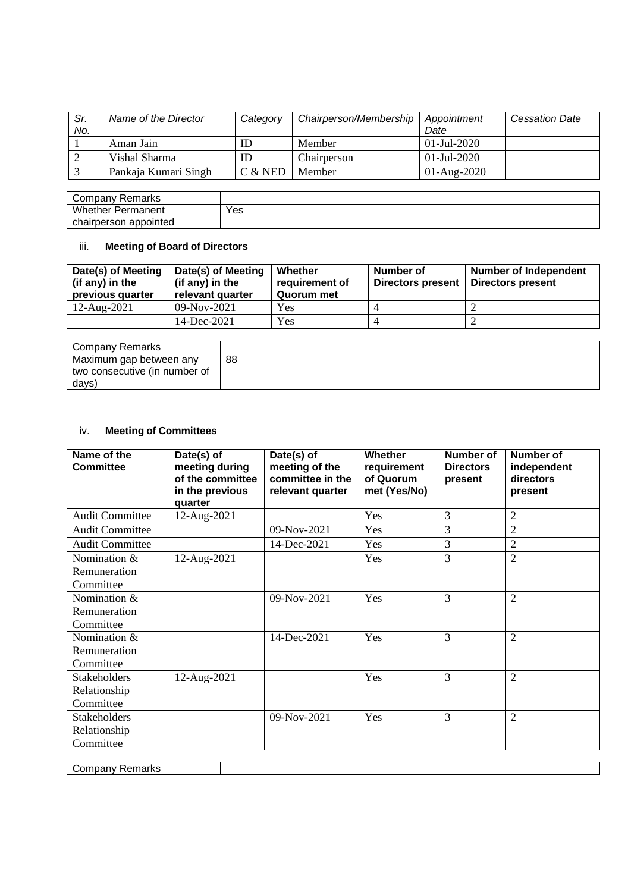| Sr. No. | Name of the Director | Category | Chairperson/Membership | Appointment Date | Cessation Date |
|---|---|---|---|---|---|
| 1 | Aman Jain | ID | Member | 01-Jul-2020 | |
| 2 | Vishal Sharma | ID | Chairperson | 01-Jul-2020 | |
| 3 | Pankaja Kumari Singh | C & NED | Member | 01-Aug-2020 | |

| Company Remarks | |
|---|---|
| Whether Permanent chairperson appointed | Yes |

iii. **Meeting of Board of Directors**

| Date(s) of Meeting (if any) in the previous quarter | Date(s) of Meeting (if any) in the relevant quarter | Whether requirement of Quorum met | Number of Directors present | Number of Independent Directors present |
|---|---|---|---|---|
| 12-Aug-2021 | 09-Nov-2021 | Yes | 4 | 2 |
| | 14-Dec-2021 | Yes | 4 | 2 |

| Company Remarks | |
|---|---|
| Maximum gap between any two consecutive (in number of days) | 88 |

iv. **Meeting of Committees**

| Name of the Committee | Date(s) of meeting during of the committee in the previous quarter | Date(s) of meeting of the committee in the relevant quarter | Whether requirement of Quorum met (Yes/No) | Number of Directors present | Number of independent directors present |
|---|---|---|---|---|---|
| Audit Committee | 12-Aug-2021 | | Yes | 3 | 2 |
| Audit Committee | | 09-Nov-2021 | Yes | 3 | 2 |
| Audit Committee | | 14-Dec-2021 | Yes | 3 | 2 |
| Nomination & Remuneration Committee | 12-Aug-2021 | | Yes | 3 | 2 |
| Nomination & Remuneration Committee | | 09-Nov-2021 | Yes | 3 | 2 |
| Nomination & Remuneration Committee | | 14-Dec-2021 | Yes | 3 | 2 |
| Stakeholders Relationship Committee | 12-Aug-2021 | | Yes | 3 | 2 |
| Stakeholders Relationship Committee | | 09-Nov-2021 | Yes | 3 | 2 |

| Company Remarks | |
|---|---|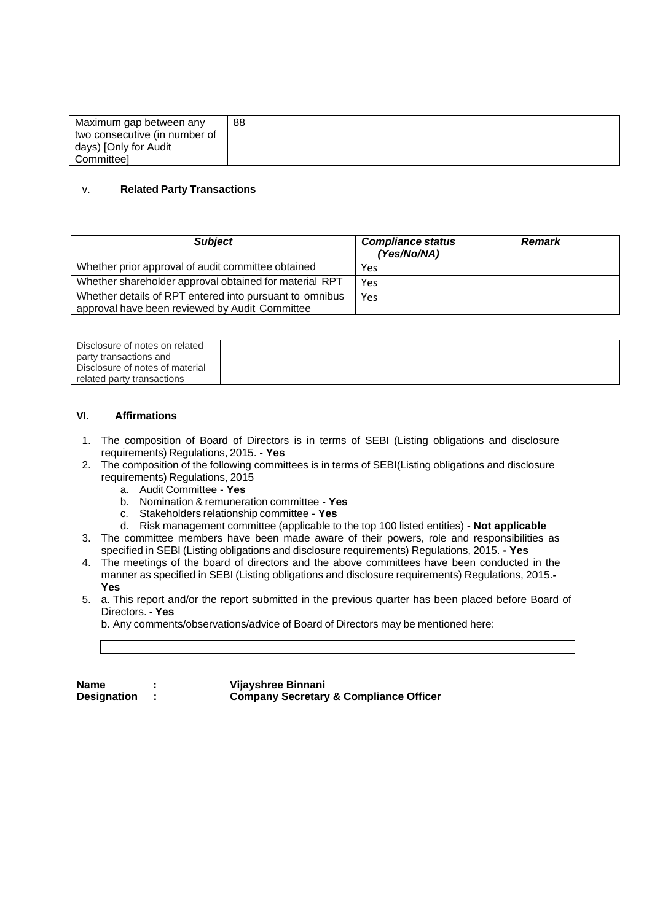| | |
|---|---|
| Maximum gap between any two consecutive (in number of days) [Only for Audit Committee] | 88 |

v. **Related Party Transactions**

| *Subject* | *Compliance status (Yes/No/NA)* | *Remark* |
|---|---|---|
| Whether prior approval of audit committee obtained | Yes | |
| Whether shareholder approval obtained for material RPT | Yes | |
| Whether details of RPT entered into pursuant to omnibus approval have been reviewed by Audit Committee | Yes | |

| | |
|---|---|
| Disclosure of notes on related party transactions and Disclosure of notes of material related party transactions | |

**VI. Affirmations**

1. The composition of Board of Directors is in terms of SEBI (Listing obligations and disclosure requirements) Regulations, 2015. - **Yes**
2. The composition of the following committees is in terms of SEBI(Listing obligations and disclosure requirements) Regulations, 2015
   a. Audit Committee - **Yes**
   b. Nomination & remuneration committee - **Yes**
   c. Stakeholders relationship committee - **Yes**
   d. Risk management committee (applicable to the top 100 listed entities) **- Not applicable**
3. The committee members have been made aware of their powers, role and responsibilities as specified in SEBI (Listing obligations and disclosure requirements) Regulations, 2015. **- Yes**
4. The meetings of the board of directors and the above committees have been conducted in the manner as specified in SEBI (Listing obligations and disclosure requirements) Regulations, 2015.**- Yes**
5. a. This report and/or the report submitted in the previous quarter has been placed before Board of Directors. **- Yes**

   b. Any comments/observations/advice of Board of Directors may be mentioned here:

**Name :** **Vijayshree Binnani**
**Designation :** **Company Secretary & Compliance Officer**